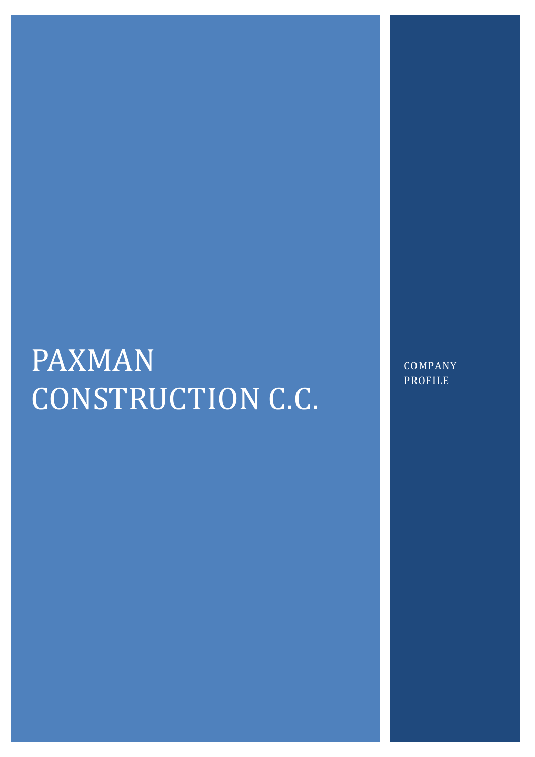# PAXMAN CONSTRUCTION C.C.

COMPANY PROFILE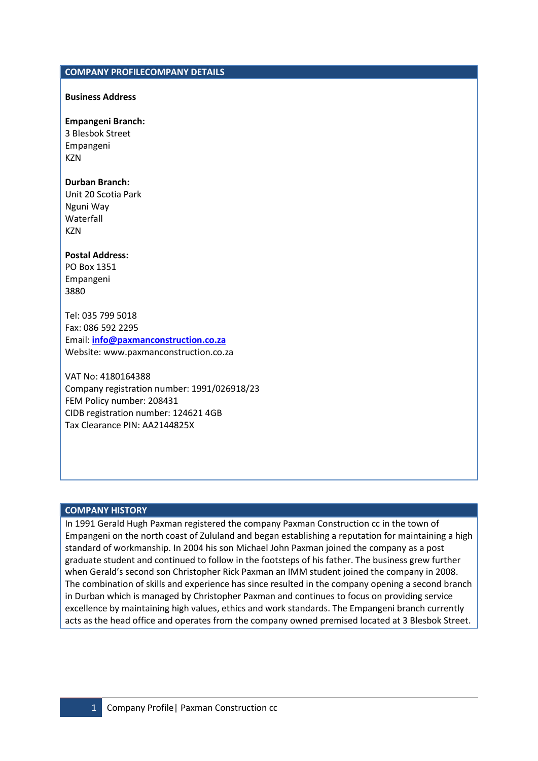## COMPANY PROFILECOMPANY DETAILS

**Business Address**

**Empangeni Branch:**
3 Blesbok Street
Empangeni
KZN

**Durban Branch:**
Unit 20 Scotia Park
Nguni Way
Waterfall
KZN

**Postal Address:**
PO Box 1351
Empangeni
3880

Tel: 035 799 5018
Fax: 086 592 2295
Email: **info@paxmanconstruction.co.za**
Website: www.paxmanconstruction.co.za

VAT No: 4180164388
Company registration number: 1991/026918/23
FEM Policy number: 208431
CIDB registration number: 124621 4GB
Tax Clearance PIN: AA2144825X

## COMPANY HISTORY

In 1991 Gerald Hugh Paxman registered the company Paxman Construction cc in the town of Empangeni on the north coast of Zululand and began establishing a reputation for maintaining a high standard of workmanship. In 2004 his son Michael John Paxman joined the company as a post graduate student and continued to follow in the footsteps of his father. The business grew further when Gerald's second son Christopher Rick Paxman an IMM student joined the company in 2008. The combination of skills and experience has since resulted in the company opening a second branch in Durban which is managed by Christopher Paxman and continues to focus on providing service excellence by maintaining high values, ethics and work standards. The Empangeni branch currently acts as the head office and operates from the company owned premised located at 3 Blesbok Street.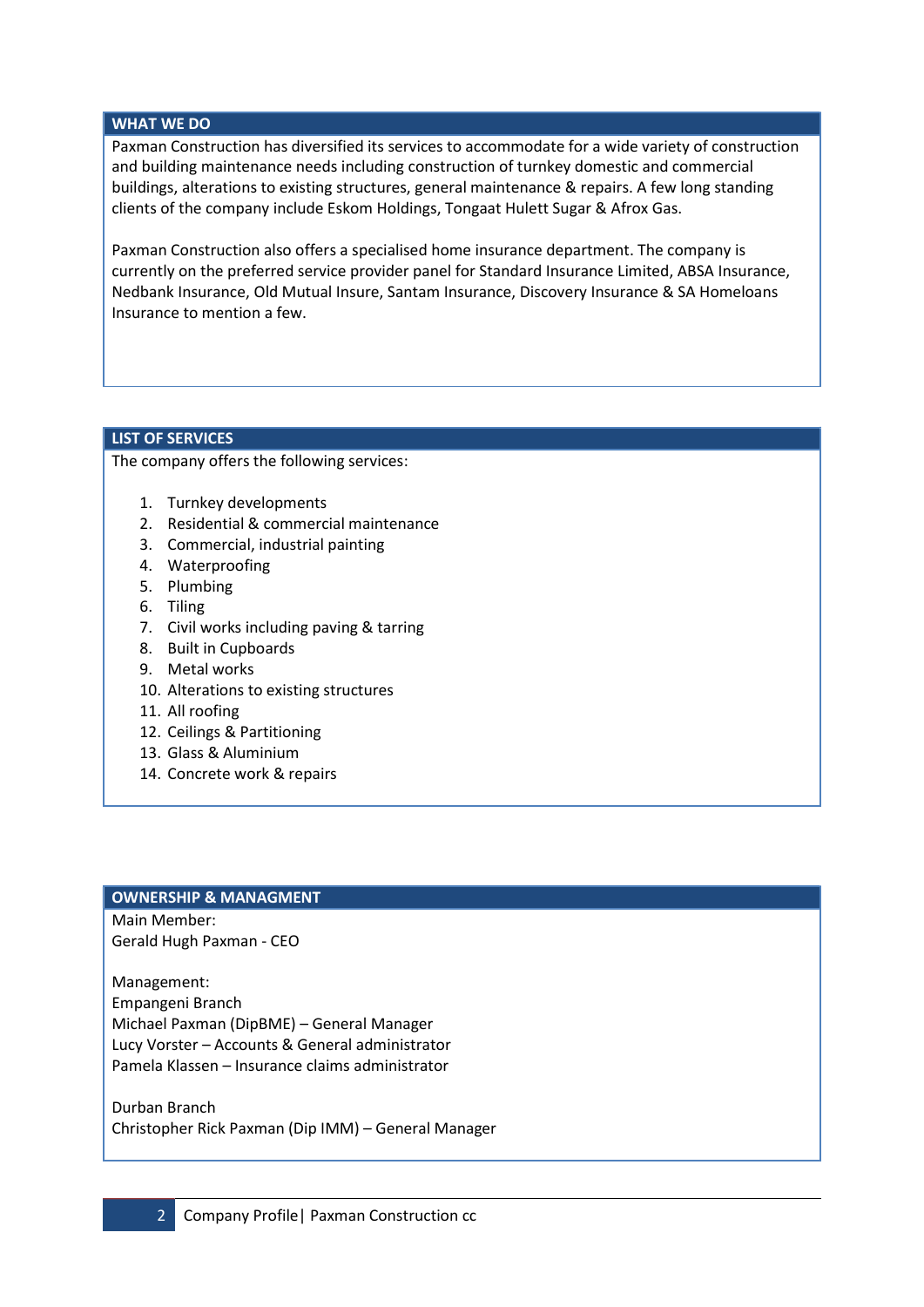## WHAT WE DO

Paxman Construction has diversified its services to accommodate for a wide variety of construction and building maintenance needs including construction of turnkey domestic and commercial buildings, alterations to existing structures, general maintenance & repairs. A few long standing clients of the company include Eskom Holdings, Tongaat Hulett Sugar & Afrox Gas.

Paxman Construction also offers a specialised home insurance department. The company is currently on the preferred service provider panel for Standard Insurance Limited, ABSA Insurance, Nedbank Insurance, Old Mutual Insure, Santam Insurance, Discovery Insurance & SA Homeloans Insurance to mention a few.

## LIST OF SERVICES

The company offers the following services:

1. Turnkey developments
2. Residential & commercial maintenance
3. Commercial, industrial painting
4. Waterproofing
5. Plumbing
6. Tiling
7. Civil works including paving & tarring
8. Built in Cupboards
9. Metal works
10. Alterations to existing structures
11. All roofing
12. Ceilings & Partitioning
13. Glass & Aluminium
14. Concrete work & repairs

## OWNERSHIP & MANAGMENT

Main Member:
Gerald Hugh Paxman - CEO

Management:
Empangeni Branch
Michael Paxman (DipBME) – General Manager
Lucy Vorster – Accounts & General administrator
Pamela Klassen – Insurance claims administrator

Durban Branch
Christopher Rick Paxman (Dip IMM) – General Manager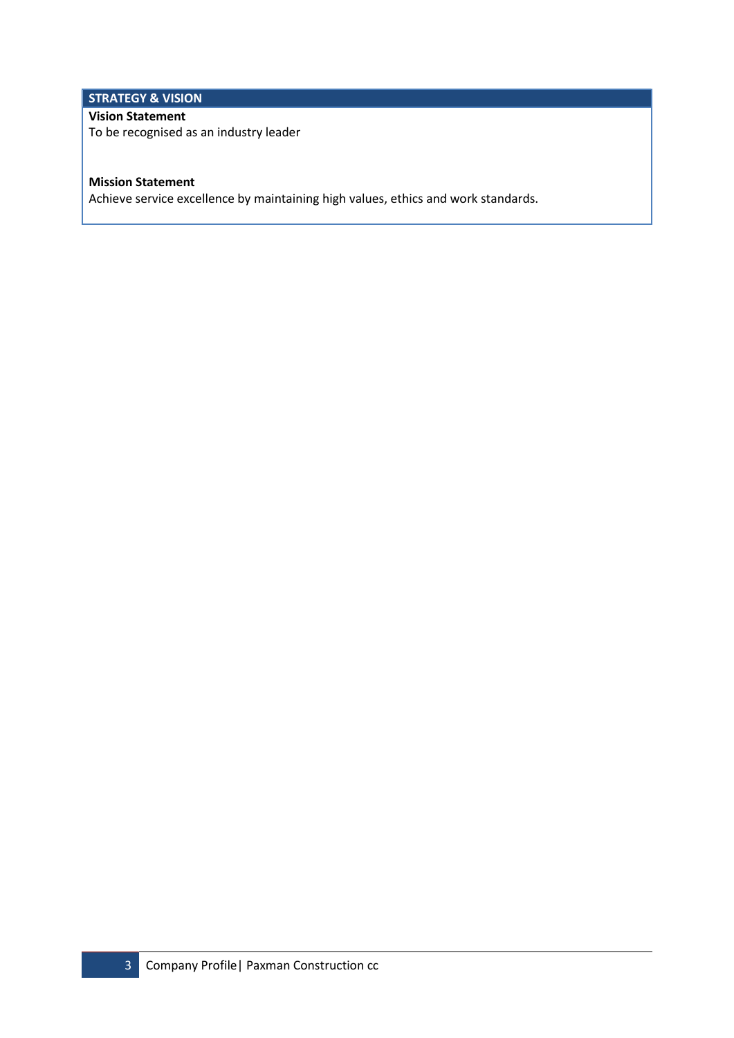## STRATEGY & VISION

**Vision Statement**

To be recognised as an industry leader

**Mission Statement**

Achieve service excellence by maintaining high values, ethics and work standards.